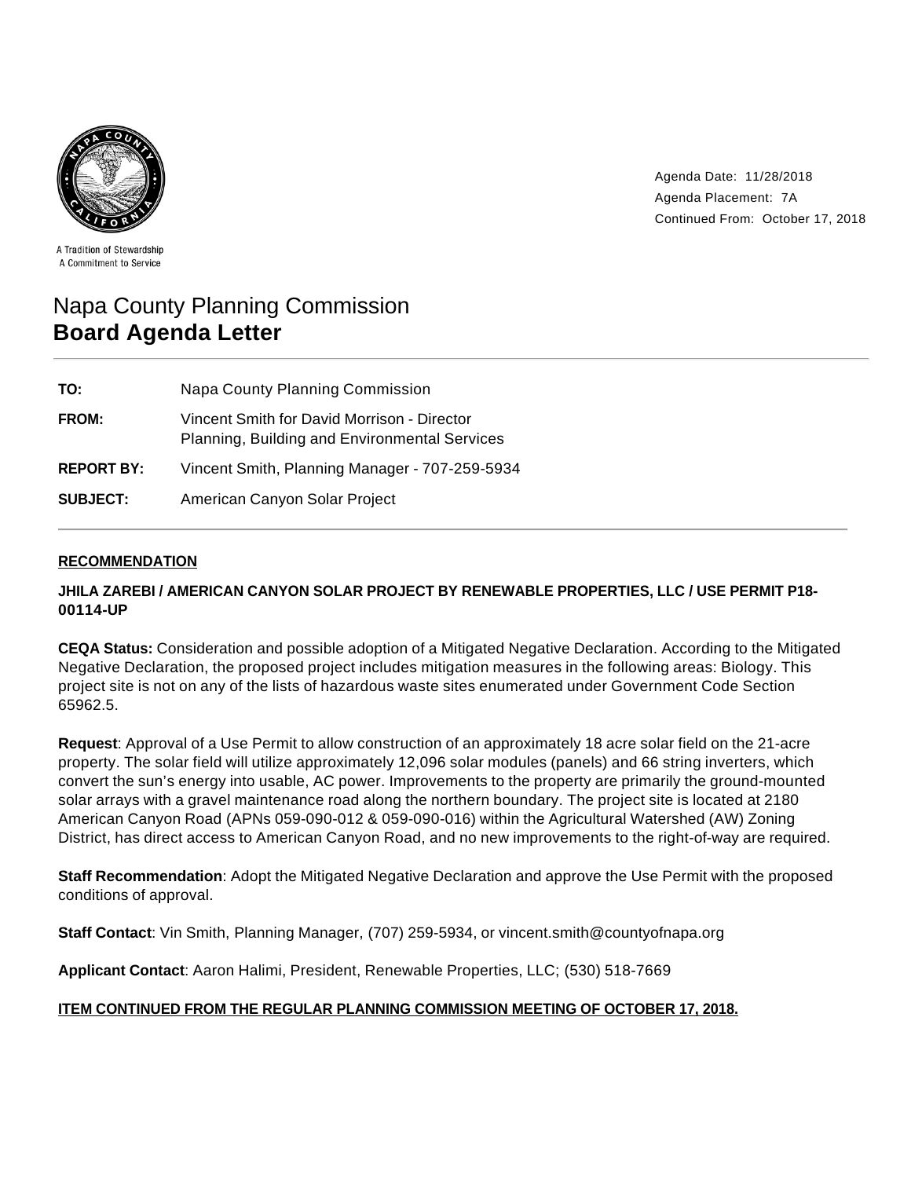A Tradition of Stewardship
A Commitment to Service

Agenda Date: 11/28/2018
Agenda Placement: 7A
Continued From: October 17, 2018

# Napa County Planning Commission
# **Board Agenda Letter**

---

**TO:** Napa County Planning Commission

**FROM:** Vincent Smith for David Morrison - Director
Planning, Building and Environmental Services

**REPORT BY:** Vincent Smith, Planning Manager - 707-259-5934

**SUBJECT:** American Canyon Solar Project

---

## RECOMMENDATION

**JHILA ZAREBI / AMERICAN CANYON SOLAR PROJECT BY RENEWABLE PROPERTIES, LLC / USE PERMIT P18-00114-UP**

**CEQA Status:** Consideration and possible adoption of a Mitigated Negative Declaration. According to the Mitigated Negative Declaration, the proposed project includes mitigation measures in the following areas: Biology. This project site is not on any of the lists of hazardous waste sites enumerated under Government Code Section 65962.5.

**Request**: Approval of a Use Permit to allow construction of an approximately 18 acre solar field on the 21-acre property. The solar field will utilize approximately 12,096 solar modules (panels) and 66 string inverters, which convert the sun's energy into usable, AC power. Improvements to the property are primarily the ground-mounted solar arrays with a gravel maintenance road along the northern boundary. The project site is located at 2180 American Canyon Road (APNs 059-090-012 & 059-090-016) within the Agricultural Watershed (AW) Zoning District, has direct access to American Canyon Road, and no new improvements to the right-of-way are required.

**Staff Recommendation**: Adopt the Mitigated Negative Declaration and approve the Use Permit with the proposed conditions of approval.

**Staff Contact**: Vin Smith, Planning Manager, (707) 259-5934, or vincent.smith@countyofnapa.org

**Applicant Contact**: Aaron Halimi, President, Renewable Properties, LLC; (530) 518-7669

**ITEM CONTINUED FROM THE REGULAR PLANNING COMMISSION MEETING OF OCTOBER 17, 2018.**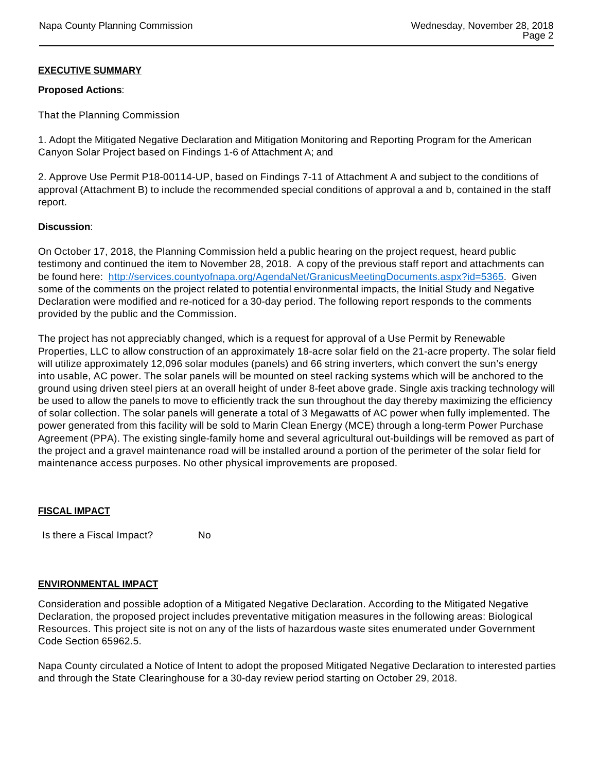## EXECUTIVE SUMMARY

**Proposed Actions**:

That the Planning Commission

1. Adopt the Mitigated Negative Declaration and Mitigation Monitoring and Reporting Program for the American Canyon Solar Project based on Findings 1-6 of Attachment A; and

2. Approve Use Permit P18-00114-UP, based on Findings 7-11 of Attachment A and subject to the conditions of approval (Attachment B) to include the recommended special conditions of approval a and b, contained in the staff report.

**Discussion**:

On October 17, 2018, the Planning Commission held a public hearing on the project request, heard public testimony and continued the item to November 28, 2018. A copy of the previous staff report and attachments can be found here: [http://services.countyofnapa.org/AgendaNet/GranicusMeetingDocuments.aspx?id=5365](http://services.countyofnapa.org/AgendaNet/GranicusMeetingDocuments.aspx?id=5365). Given some of the comments on the project related to potential environmental impacts, the Initial Study and Negative Declaration were modified and re-noticed for a 30-day period. The following report responds to the comments provided by the public and the Commission.

The project has not appreciably changed, which is a request for approval of a Use Permit by Renewable Properties, LLC to allow construction of an approximately 18-acre solar field on the 21-acre property. The solar field will utilize approximately 12,096 solar modules (panels) and 66 string inverters, which convert the sun's energy into usable, AC power. The solar panels will be mounted on steel racking systems which will be anchored to the ground using driven steel piers at an overall height of under 8-feet above grade. Single axis tracking technology will be used to allow the panels to move to efficiently track the sun throughout the day thereby maximizing the efficiency of solar collection. The solar panels will generate a total of 3 Megawatts of AC power when fully implemented. The power generated from this facility will be sold to Marin Clean Energy (MCE) through a long-term Power Purchase Agreement (PPA). The existing single-family home and several agricultural out-buildings will be removed as part of the project and a gravel maintenance road will be installed around a portion of the perimeter of the solar field for maintenance access purposes. No other physical improvements are proposed.

## FISCAL IMPACT

Is there a Fiscal Impact? No

## ENVIRONMENTAL IMPACT

Consideration and possible adoption of a Mitigated Negative Declaration. According to the Mitigated Negative Declaration, the proposed project includes preventative mitigation measures in the following areas: Biological Resources. This project site is not on any of the lists of hazardous waste sites enumerated under Government Code Section 65962.5.

Napa County circulated a Notice of Intent to adopt the proposed Mitigated Negative Declaration to interested parties and through the State Clearinghouse for a 30-day review period starting on October 29, 2018.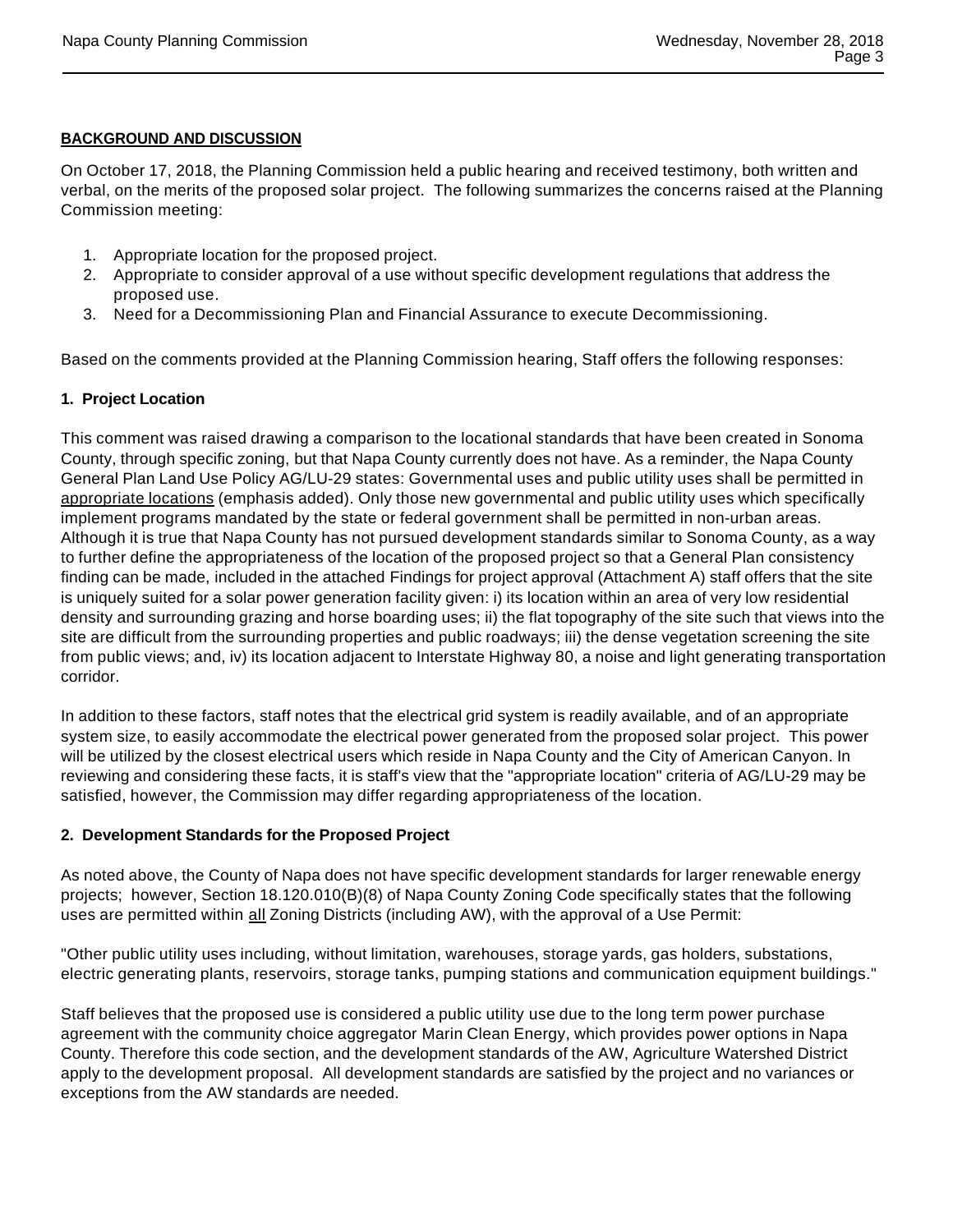**BACKGROUND AND DISCUSSION**

On October 17, 2018, the Planning Commission held a public hearing and received testimony, both written and verbal, on the merits of the proposed solar project. The following summarizes the concerns raised at the Planning Commission meeting:

1. Appropriate location for the proposed project.
2. Appropriate to consider approval of a use without specific development regulations that address the proposed use.
3. Need for a Decommissioning Plan and Financial Assurance to execute Decommissioning.

Based on the comments provided at the Planning Commission hearing, Staff offers the following responses:

**1. Project Location**

This comment was raised drawing a comparison to the locational standards that have been created in Sonoma County, through specific zoning, but that Napa County currently does not have. As a reminder, the Napa County General Plan Land Use Policy AG/LU-29 states: Governmental uses and public utility uses shall be permitted in appropriate locations (emphasis added). Only those new governmental and public utility uses which specifically implement programs mandated by the state or federal government shall be permitted in non-urban areas. Although it is true that Napa County has not pursued development standards similar to Sonoma County, as a way to further define the appropriateness of the location of the proposed project so that a General Plan consistency finding can be made, included in the attached Findings for project approval (Attachment A) staff offers that the site is uniquely suited for a solar power generation facility given: i) its location within an area of very low residential density and surrounding grazing and horse boarding uses; ii) the flat topography of the site such that views into the site are difficult from the surrounding properties and public roadways; iii) the dense vegetation screening the site from public views; and, iv) its location adjacent to Interstate Highway 80, a noise and light generating transportation corridor.

In addition to these factors, staff notes that the electrical grid system is readily available, and of an appropriate system size, to easily accommodate the electrical power generated from the proposed solar project. This power will be utilized by the closest electrical users which reside in Napa County and the City of American Canyon. In reviewing and considering these facts, it is staff's view that the "appropriate location" criteria of AG/LU-29 may be satisfied, however, the Commission may differ regarding appropriateness of the location.

**2. Development Standards for the Proposed Project**

As noted above, the County of Napa does not have specific development standards for larger renewable energy projects; however, Section 18.120.010(B)(8) of Napa County Zoning Code specifically states that the following uses are permitted within all Zoning Districts (including AW), with the approval of a Use Permit:

"Other public utility uses including, without limitation, warehouses, storage yards, gas holders, substations, electric generating plants, reservoirs, storage tanks, pumping stations and communication equipment buildings."

Staff believes that the proposed use is considered a public utility use due to the long term power purchase agreement with the community choice aggregator Marin Clean Energy, which provides power options in Napa County. Therefore this code section, and the development standards of the AW, Agriculture Watershed District apply to the development proposal. All development standards are satisfied by the project and no variances or exceptions from the AW standards are needed.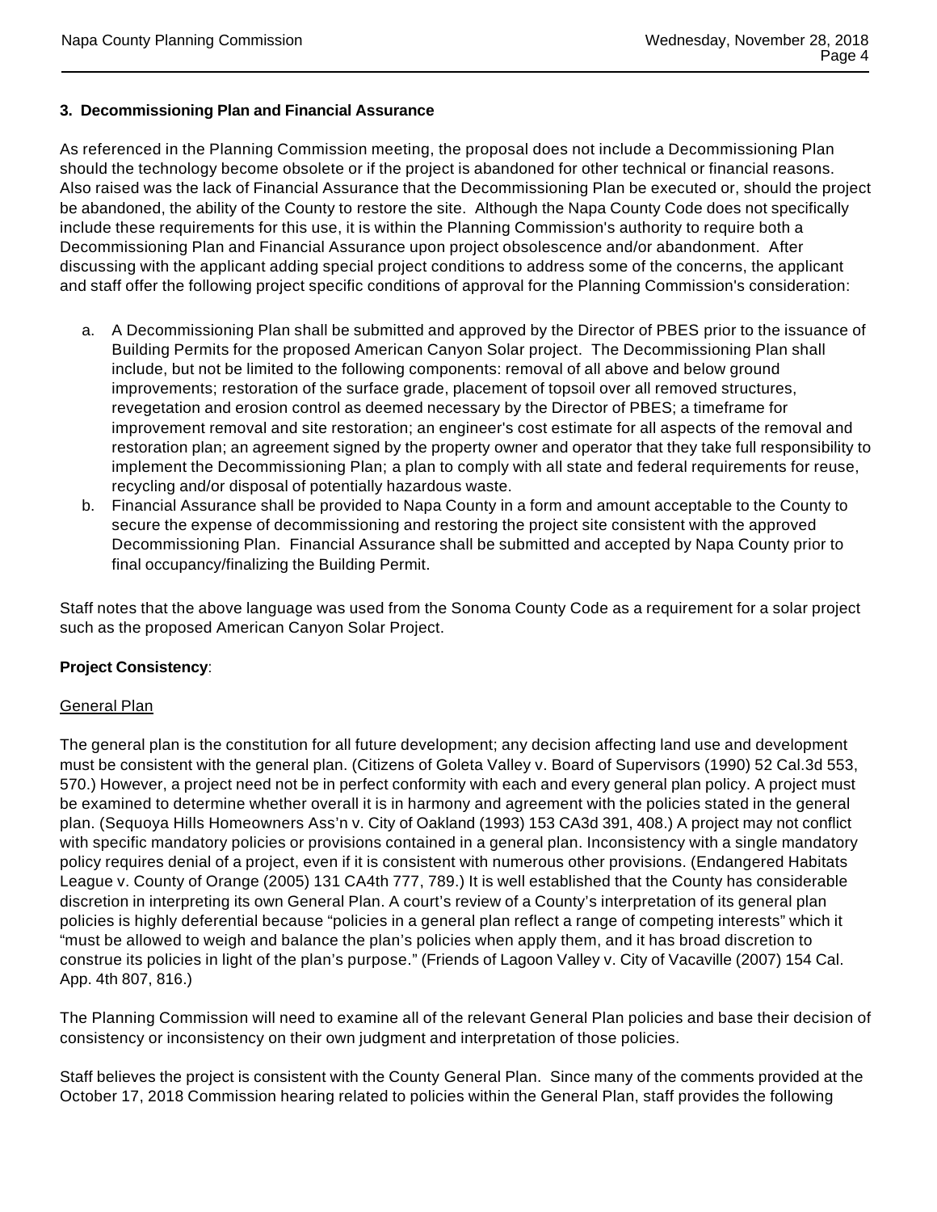**3. Decommissioning Plan and Financial Assurance**

As referenced in the Planning Commission meeting, the proposal does not include a Decommissioning Plan should the technology become obsolete or if the project is abandoned for other technical or financial reasons. Also raised was the lack of Financial Assurance that the Decommissioning Plan be executed or, should the project be abandoned, the ability of the County to restore the site. Although the Napa County Code does not specifically include these requirements for this use, it is within the Planning Commission's authority to require both a Decommissioning Plan and Financial Assurance upon project obsolescence and/or abandonment. After discussing with the applicant adding special project conditions to address some of the concerns, the applicant and staff offer the following project specific conditions of approval for the Planning Commission's consideration:

a. A Decommissioning Plan shall be submitted and approved by the Director of PBES prior to the issuance of Building Permits for the proposed American Canyon Solar project. The Decommissioning Plan shall include, but not be limited to the following components: removal of all above and below ground improvements; restoration of the surface grade, placement of topsoil over all removed structures, revegetation and erosion control as deemed necessary by the Director of PBES; a timeframe for improvement removal and site restoration; an engineer's cost estimate for all aspects of the removal and restoration plan; an agreement signed by the property owner and operator that they take full responsibility to implement the Decommissioning Plan; a plan to comply with all state and federal requirements for reuse, recycling and/or disposal of potentially hazardous waste.
b. Financial Assurance shall be provided to Napa County in a form and amount acceptable to the County to secure the expense of decommissioning and restoring the project site consistent with the approved Decommissioning Plan. Financial Assurance shall be submitted and accepted by Napa County prior to final occupancy/finalizing the Building Permit.

Staff notes that the above language was used from the Sonoma County Code as a requirement for a solar project such as the proposed American Canyon Solar Project.

**Project Consistency**:

General Plan

The general plan is the constitution for all future development; any decision affecting land use and development must be consistent with the general plan. (Citizens of Goleta Valley v. Board of Supervisors (1990) 52 Cal.3d 553, 570.) However, a project need not be in perfect conformity with each and every general plan policy. A project must be examined to determine whether overall it is in harmony and agreement with the policies stated in the general plan. (Sequoya Hills Homeowners Ass'n v. City of Oakland (1993) 153 CA3d 391, 408.) A project may not conflict with specific mandatory policies or provisions contained in a general plan. Inconsistency with a single mandatory policy requires denial of a project, even if it is consistent with numerous other provisions. (Endangered Habitats League v. County of Orange (2005) 131 CA4th 777, 789.) It is well established that the County has considerable discretion in interpreting its own General Plan. A court's review of a County's interpretation of its general plan policies is highly deferential because "policies in a general plan reflect a range of competing interests" which it "must be allowed to weigh and balance the plan's policies when apply them, and it has broad discretion to construe its policies in light of the plan's purpose." (Friends of Lagoon Valley v. City of Vacaville (2007) 154 Cal. App. 4th 807, 816.)

The Planning Commission will need to examine all of the relevant General Plan policies and base their decision of consistency or inconsistency on their own judgment and interpretation of those policies.

Staff believes the project is consistent with the County General Plan. Since many of the comments provided at the October 17, 2018 Commission hearing related to policies within the General Plan, staff provides the following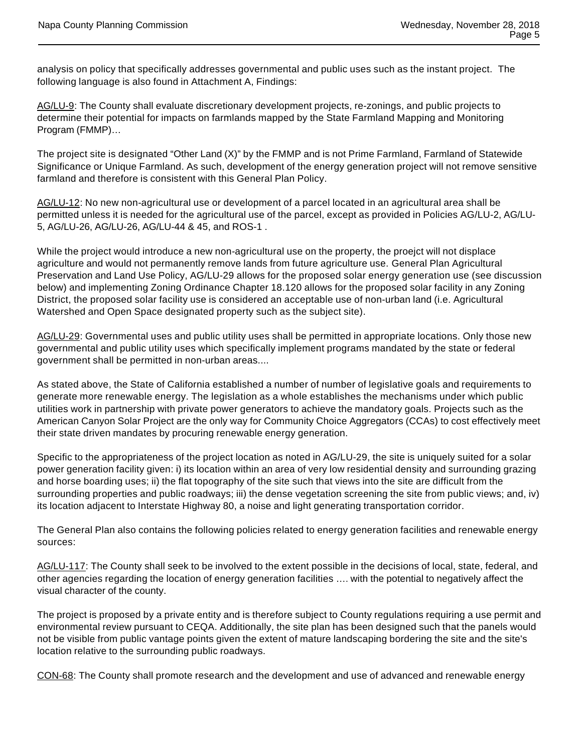analysis on policy that specifically addresses governmental and public uses such as the instant project. The following language is also found in Attachment A, Findings:

AG/LU-9: The County shall evaluate discretionary development projects, re-zonings, and public projects to determine their potential for impacts on farmlands mapped by the State Farmland Mapping and Monitoring Program (FMMP)…

The project site is designated "Other Land (X)" by the FMMP and is not Prime Farmland, Farmland of Statewide Significance or Unique Farmland. As such, development of the energy generation project will not remove sensitive farmland and therefore is consistent with this General Plan Policy.

AG/LU-12: No new non-agricultural use or development of a parcel located in an agricultural area shall be permitted unless it is needed for the agricultural use of the parcel, except as provided in Policies AG/LU-2, AG/LU-5, AG/LU-26, AG/LU-26, AG/LU-44 & 45, and ROS-1 .

While the project would introduce a new non-agricultural use on the property, the proejct will not displace agriculture and would not permanently remove lands from future agriculture use. General Plan Agricultural Preservation and Land Use Policy, AG/LU-29 allows for the proposed solar energy generation use (see discussion below) and implementing Zoning Ordinance Chapter 18.120 allows for the proposed solar facility in any Zoning District, the proposed solar facility use is considered an acceptable use of non-urban land (i.e. Agricultural Watershed and Open Space designated property such as the subject site).

AG/LU-29: Governmental uses and public utility uses shall be permitted in appropriate locations. Only those new governmental and public utility uses which specifically implement programs mandated by the state or federal government shall be permitted in non-urban areas....

As stated above, the State of California established a number of number of legislative goals and requirements to generate more renewable energy. The legislation as a whole establishes the mechanisms under which public utilities work in partnership with private power generators to achieve the mandatory goals. Projects such as the American Canyon Solar Project are the only way for Community Choice Aggregators (CCAs) to cost effectively meet their state driven mandates by procuring renewable energy generation.

Specific to the appropriateness of the project location as noted in AG/LU-29, the site is uniquely suited for a solar power generation facility given: i) its location within an area of very low residential density and surrounding grazing and horse boarding uses; ii) the flat topography of the site such that views into the site are difficult from the surrounding properties and public roadways; iii) the dense vegetation screening the site from public views; and, iv) its location adjacent to Interstate Highway 80, a noise and light generating transportation corridor.

The General Plan also contains the following policies related to energy generation facilities and renewable energy sources:

AG/LU-117: The County shall seek to be involved to the extent possible in the decisions of local, state, federal, and other agencies regarding the location of energy generation facilities …. with the potential to negatively affect the visual character of the county.

The project is proposed by a private entity and is therefore subject to County regulations requiring a use permit and environmental review pursuant to CEQA. Additionally, the site plan has been designed such that the panels would not be visible from public vantage points given the extent of mature landscaping bordering the site and the site's location relative to the surrounding public roadways.

CON-68: The County shall promote research and the development and use of advanced and renewable energy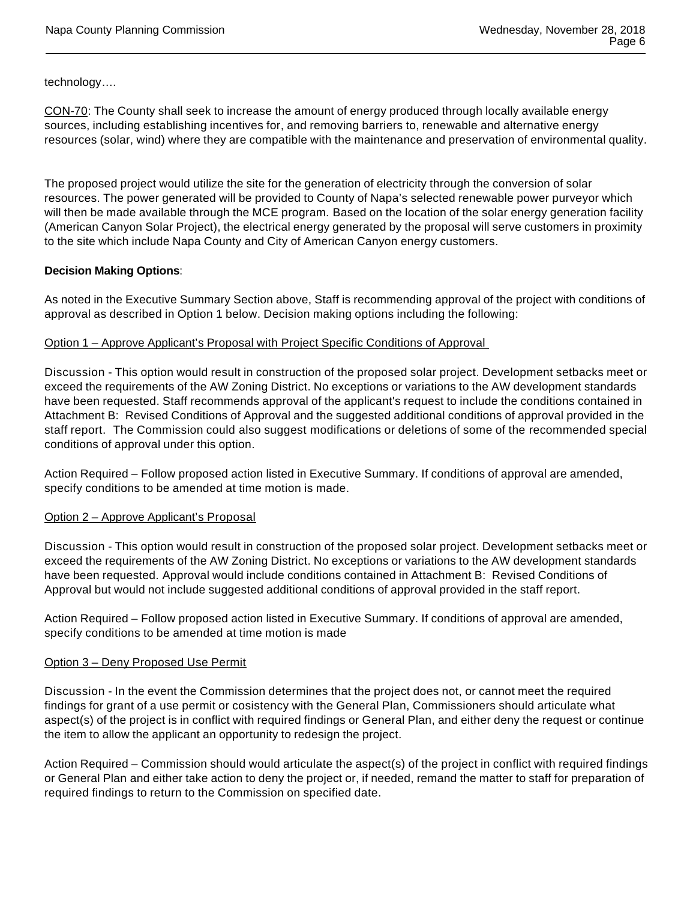technology….

CON-70: The County shall seek to increase the amount of energy produced through locally available energy sources, including establishing incentives for, and removing barriers to, renewable and alternative energy resources (solar, wind) where they are compatible with the maintenance and preservation of environmental quality.

The proposed project would utilize the site for the generation of electricity through the conversion of solar resources. The power generated will be provided to County of Napa's selected renewable power purveyor which will then be made available through the MCE program. Based on the location of the solar energy generation facility (American Canyon Solar Project), the electrical energy generated by the proposal will serve customers in proximity to the site which include Napa County and City of American Canyon energy customers.

**Decision Making Options**:

As noted in the Executive Summary Section above, Staff is recommending approval of the project with conditions of approval as described in Option 1 below. Decision making options including the following:

Option 1 – Approve Applicant's Proposal with Project Specific Conditions of Approval

Discussion - This option would result in construction of the proposed solar project. Development setbacks meet or exceed the requirements of the AW Zoning District. No exceptions or variations to the AW development standards have been requested. Staff recommends approval of the applicant's request to include the conditions contained in Attachment B: Revised Conditions of Approval and the suggested additional conditions of approval provided in the staff report. The Commission could also suggest modifications or deletions of some of the recommended special conditions of approval under this option.

Action Required – Follow proposed action listed in Executive Summary. If conditions of approval are amended, specify conditions to be amended at time motion is made.

Option 2 – Approve Applicant's Proposal

Discussion - This option would result in construction of the proposed solar project. Development setbacks meet or exceed the requirements of the AW Zoning District. No exceptions or variations to the AW development standards have been requested. Approval would include conditions contained in Attachment B: Revised Conditions of Approval but would not include suggested additional conditions of approval provided in the staff report.

Action Required – Follow proposed action listed in Executive Summary. If conditions of approval are amended, specify conditions to be amended at time motion is made

Option 3 – Deny Proposed Use Permit

Discussion - In the event the Commission determines that the project does not, or cannot meet the required findings for grant of a use permit or cosistency with the General Plan, Commissioners should articulate what aspect(s) of the project is in conflict with required findings or General Plan, and either deny the request or continue the item to allow the applicant an opportunity to redesign the project.

Action Required – Commission should would articulate the aspect(s) of the project in conflict with required findings or General Plan and either take action to deny the project or, if needed, remand the matter to staff for preparation of required findings to return to the Commission on specified date.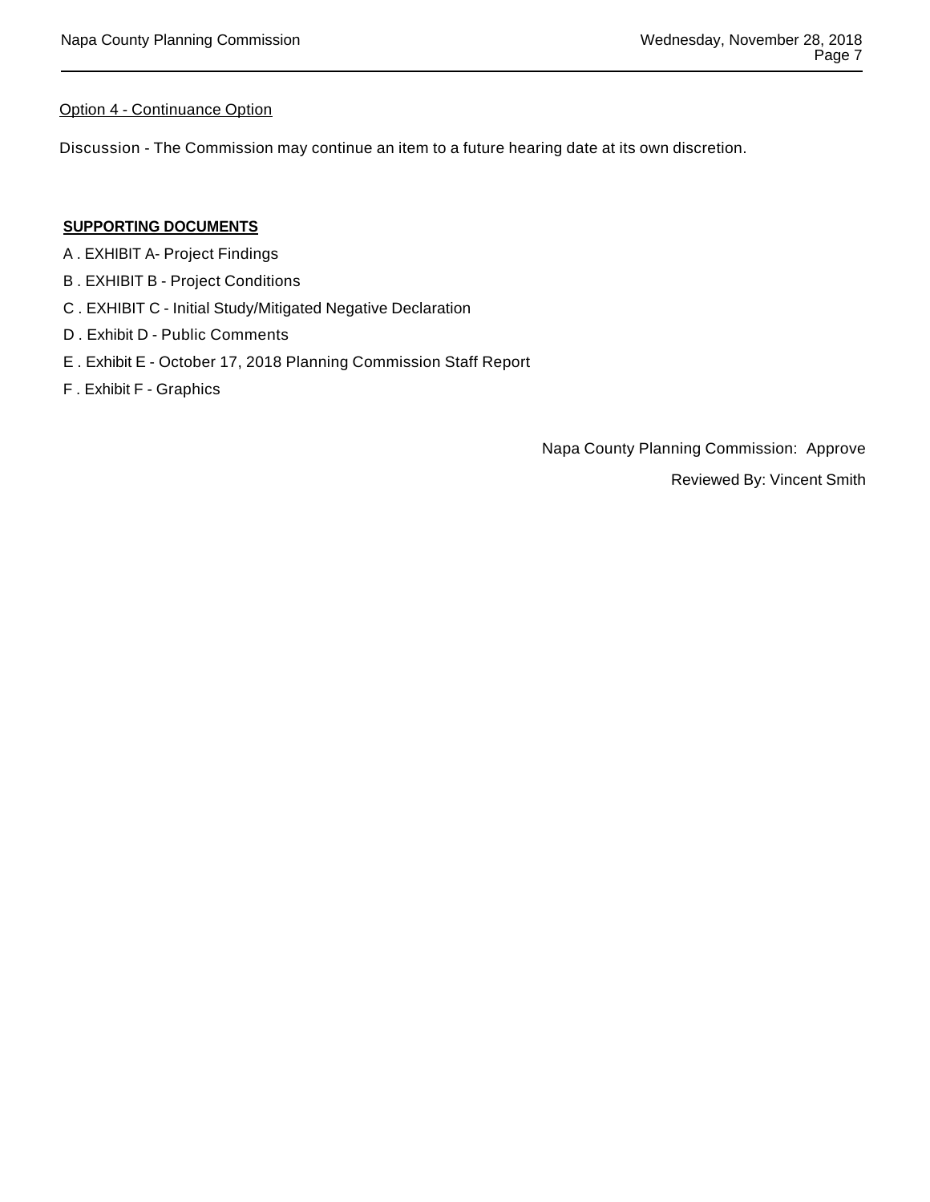Option 4 - Continuance Option

Discussion - The Commission may continue an item to a future hearing date at its own discretion.

**SUPPORTING DOCUMENTS**

A . EXHIBIT A- Project Findings

B . EXHIBIT B - Project Conditions

C . EXHIBIT C - Initial Study/Mitigated Negative Declaration

D . Exhibit D - Public Comments

E . Exhibit E - October 17, 2018 Planning Commission Staff Report

F . Exhibit F - Graphics

Napa County Planning Commission: Approve

Reviewed By: Vincent Smith